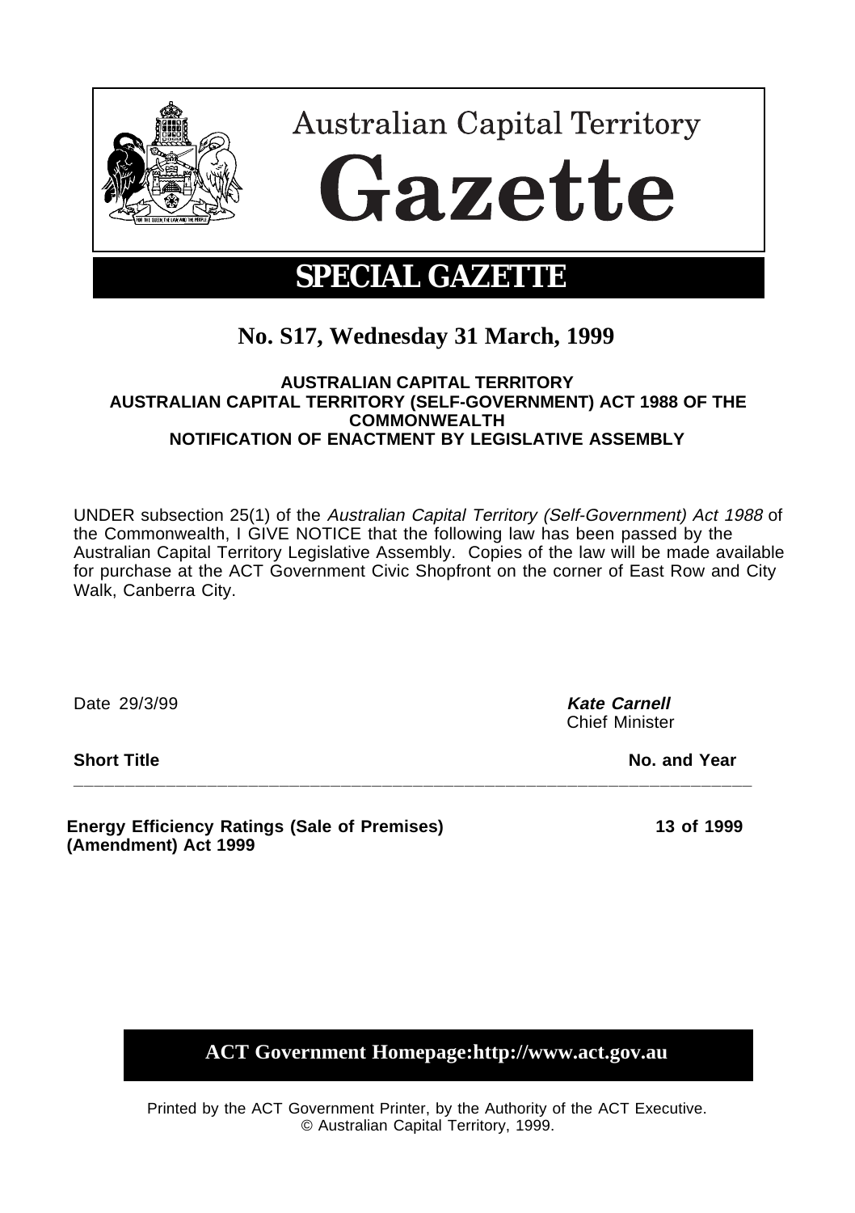# Australian Capital Territory

# Gazette

## SPECIAL GAZETTE

## No. S17, Wednesday 31 March, 1999

**AUSTRALIAN CAPITAL TERRITORY**
**AUSTRALIAN CAPITAL TERRITORY (SELF-GOVERNMENT) ACT 1988 OF THE COMMONWEALTH**
**NOTIFICATION OF ENACTMENT BY LEGISLATIVE ASSEMBLY**

UNDER subsection 25(1) of the *Australian Capital Territory (Self-Government) Act 1988* of the Commonwealth, I GIVE NOTICE that the following law has been passed by the Australian Capital Territory Legislative Assembly. Copies of the law will be made available for purchase at the ACT Government Civic Shopfront on the corner of East Row and City Walk, Canberra City.

Date 29/3/99

***Kate Carnell***
Chief Minister

| **Short Title** | **No. and Year** |
|---|---|
| **Energy Efficiency Ratings (Sale of Premises) (Amendment) Act 1999** | **13 of 1999** |

**ACT Government Homepage:http://www.act.gov.au**

Printed by the ACT Government Printer, by the Authority of the ACT Executive.
© Australian Capital Territory, 1999.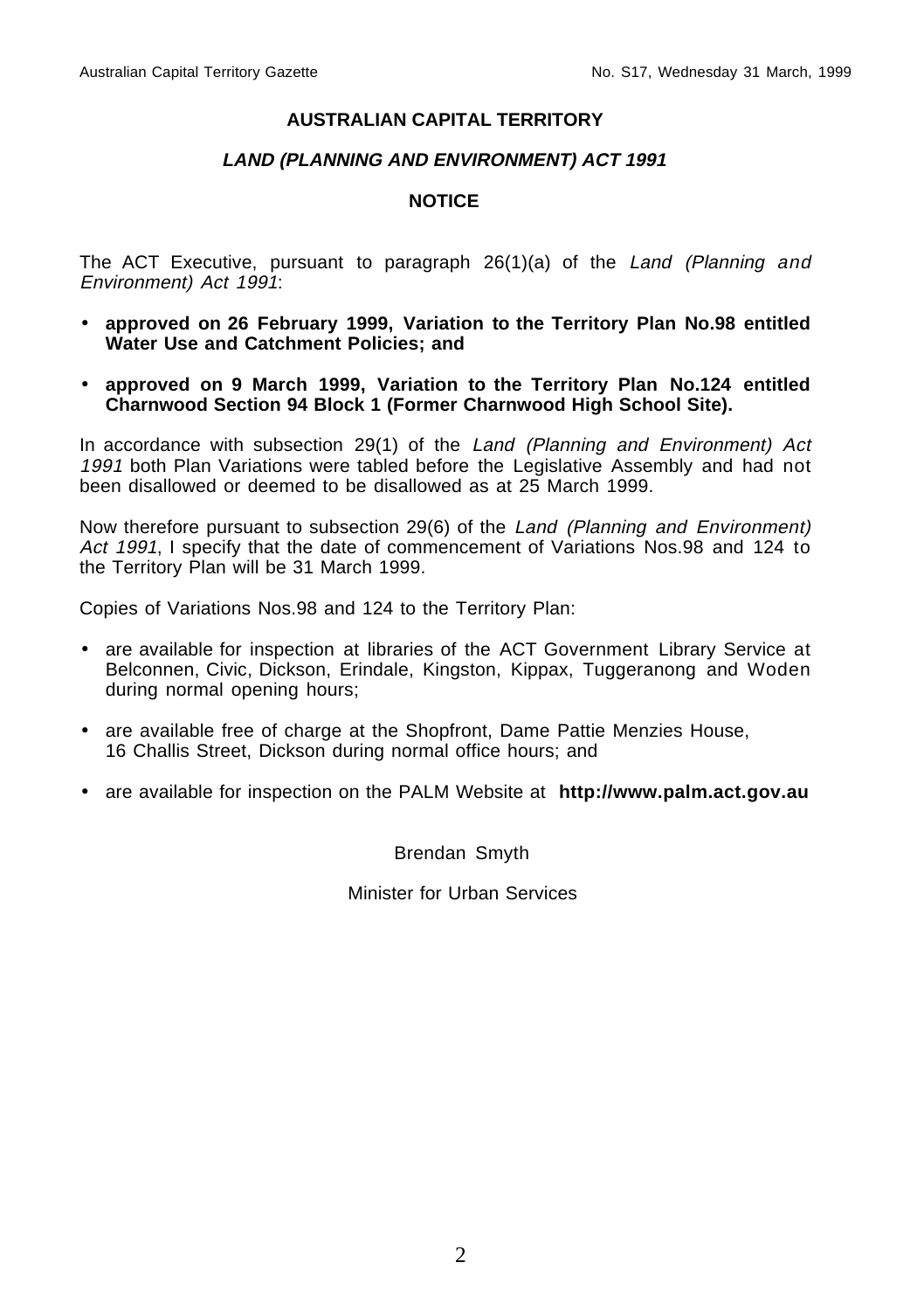**AUSTRALIAN CAPITAL TERRITORY**

***LAND (PLANNING AND ENVIRONMENT) ACT 1991***

**NOTICE**

The ACT Executive, pursuant to paragraph 26(1)(a) of the *Land (Planning and Environment) Act 1991*:

- **approved on 26 February 1999, Variation to the Territory Plan No.98 entitled Water Use and Catchment Policies; and**
- **approved on 9 March 1999, Variation to the Territory Plan No.124 entitled Charnwood Section 94 Block 1 (Former Charnwood High School Site).**

In accordance with subsection 29(1) of the *Land (Planning and Environment) Act 1991* both Plan Variations were tabled before the Legislative Assembly and had not been disallowed or deemed to be disallowed as at 25 March 1999.

Now therefore pursuant to subsection 29(6) of the *Land (Planning and Environment) Act 1991*, I specify that the date of commencement of Variations Nos.98 and 124 to the Territory Plan will be 31 March 1999.

Copies of Variations Nos.98 and 124 to the Territory Plan:

- are available for inspection at libraries of the ACT Government Library Service at Belconnen, Civic, Dickson, Erindale, Kingston, Kippax, Tuggeranong and Woden during normal opening hours;
- are available free of charge at the Shopfront, Dame Pattie Menzies House, 16 Challis Street, Dickson during normal office hours; and
- are available for inspection on the PALM Website at **http://www.palm.act.gov.au**

Brendan Smyth

Minister for Urban Services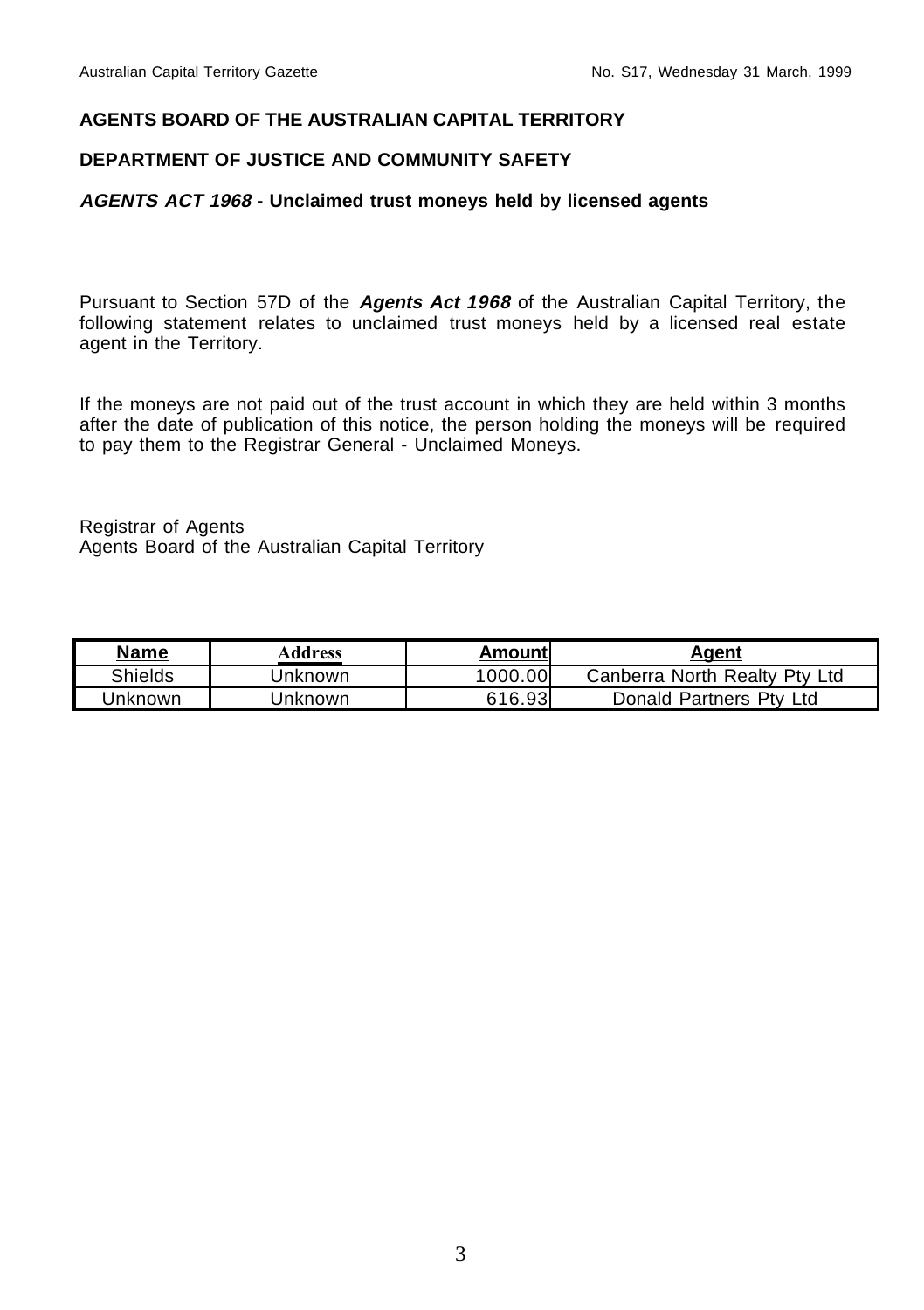**AGENTS BOARD OF THE AUSTRALIAN CAPITAL TERRITORY**

**DEPARTMENT OF JUSTICE AND COMMUNITY SAFETY**

***AGENTS ACT 1968*** **- Unclaimed trust moneys held by licensed agents**

Pursuant to Section 57D of the ***Agents Act 1968*** of the Australian Capital Territory, the following statement relates to unclaimed trust moneys held by a licensed real estate agent in the Territory.

If the moneys are not paid out of the trust account in which they are held within 3 months after the date of publication of this notice, the person holding the moneys will be required to pay them to the Registrar General - Unclaimed Moneys.

Registrar of Agents
Agents Board of the Australian Capital Territory

| Name | Address | Amount | Agent |
|---|---|---|---|
| Shields | Unknown | 1000.00 | Canberra North Realty Pty Ltd |
| Unknown | Unknown | 616.93 | Donald Partners Pty Ltd |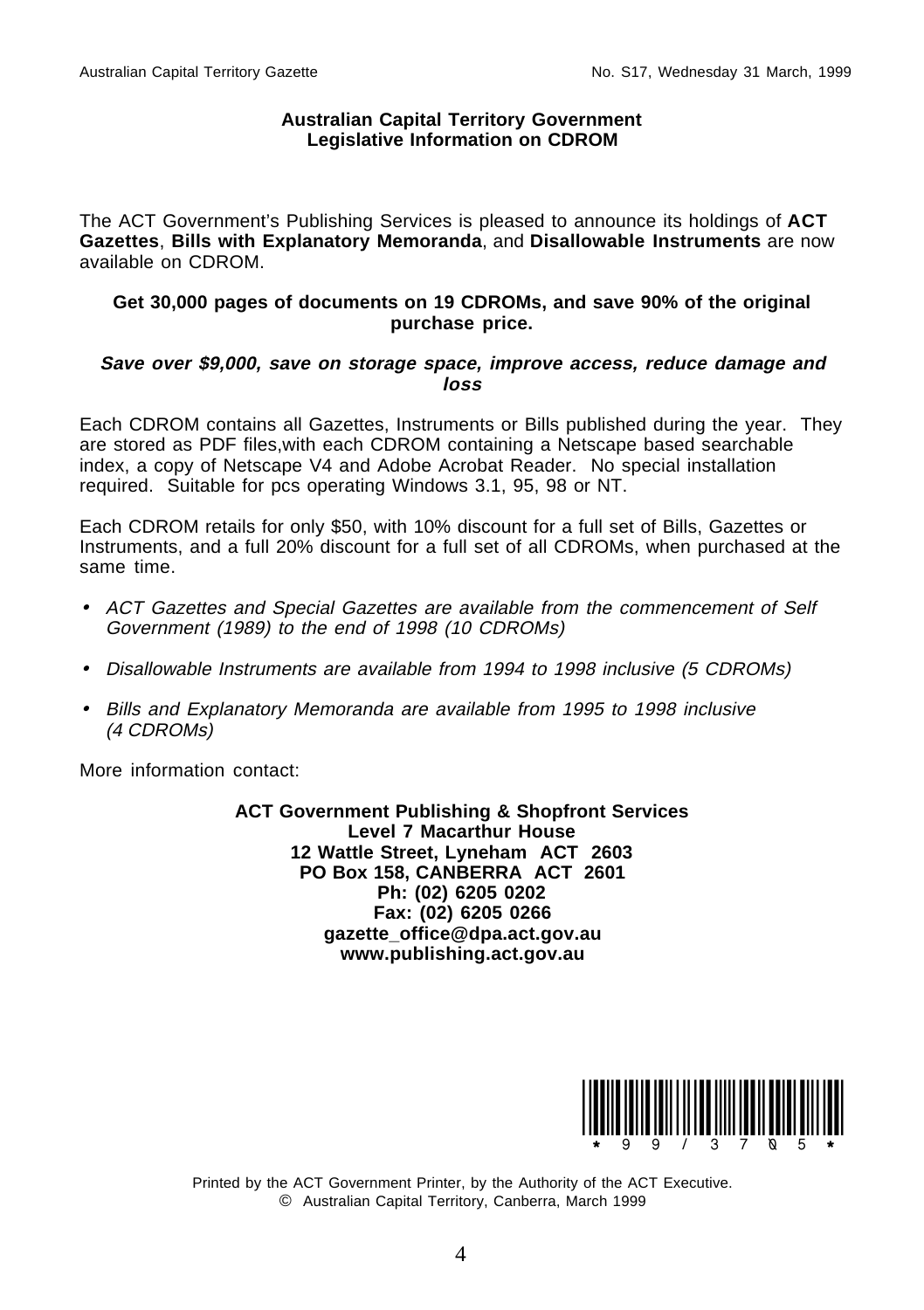**Australian Capital Territory Government**
**Legislative Information on CDROM**

The ACT Government's Publishing Services is pleased to announce its holdings of **ACT Gazettes**, **Bills with Explanatory Memoranda**, and **Disallowable Instruments** are now available on CDROM.

**Get 30,000 pages of documents on 19 CDROMs, and save 90% of the original purchase price.**

***Save over $9,000, save on storage space, improve access, reduce damage and loss***

Each CDROM contains all Gazettes, Instruments or Bills published during the year. They are stored as PDF files,with each CDROM containing a Netscape based searchable index, a copy of Netscape V4 and Adobe Acrobat Reader. No special installation required. Suitable for pcs operating Windows 3.1, 95, 98 or NT.

Each CDROM retails for only $50, with 10% discount for a full set of Bills, Gazettes or Instruments, and a full 20% discount for a full set of all CDROMs, when purchased at the same time.

- *ACT Gazettes and Special Gazettes are available from the commencement of Self Government (1989) to the end of 1998 (10 CDROMs)*
- *Disallowable Instruments are available from 1994 to 1998 inclusive (5 CDROMs)*
- *Bills and Explanatory Memoranda are available from 1995 to 1998 inclusive (4 CDROMs)*

More information contact:

**ACT Government Publishing & Shopfront Services**
**Level 7 Macarthur House**
**12 Wattle Street, Lyneham ACT 2603**
**PO Box 158, CANBERRA ACT 2601**
**Ph: (02) 6205 0202**
**Fax: (02) 6205 0266**
**gazette_office@dpa.act.gov.au**
**www.publishing.act.gov.au**

*99/3705*

Printed by the ACT Government Printer, by the Authority of the ACT Executive.
© Australian Capital Territory, Canberra, March 1999